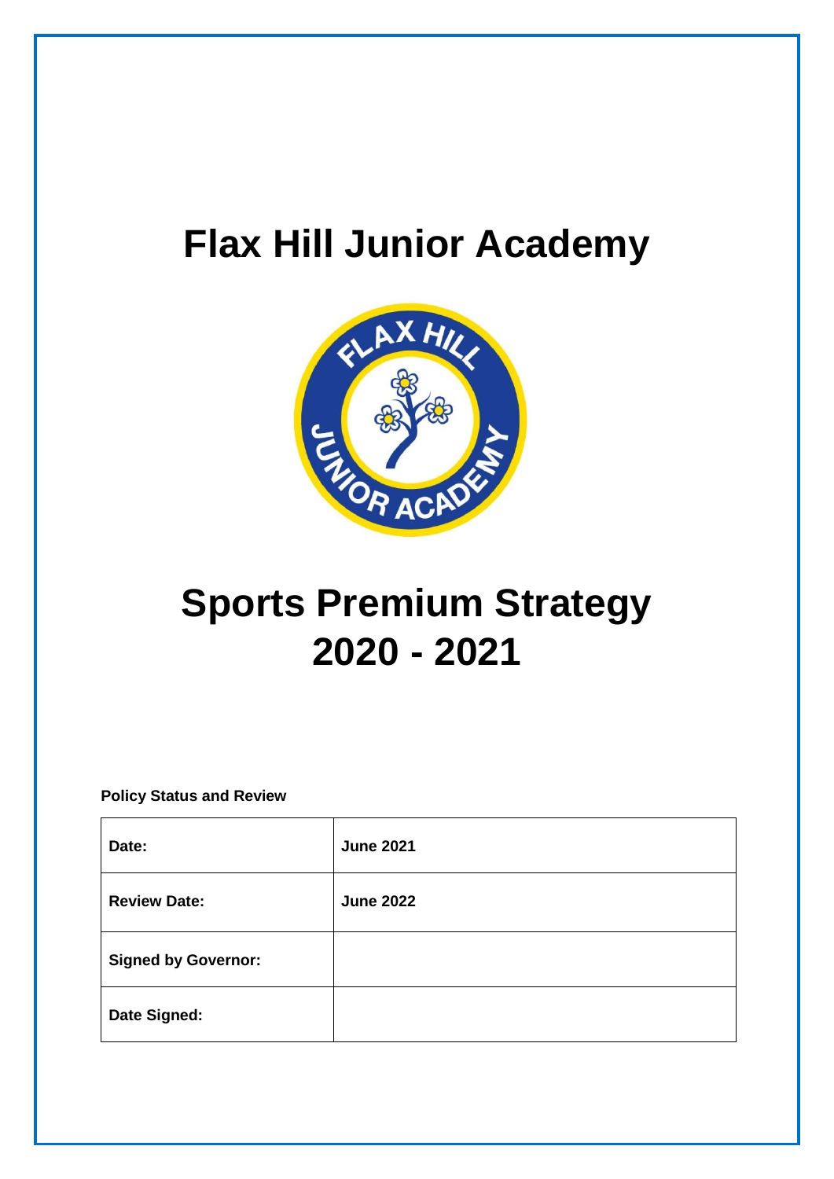# Flax Hill Junior Academy

# Sports Premium Strategy 2020 - 2021

**Policy Status and Review**

| | |
|---|---|
| **Date:** | **June 2021** |
| **Review Date:** | **June 2022** |
| **Signed by Governor:** | |
| **Date Signed:** | |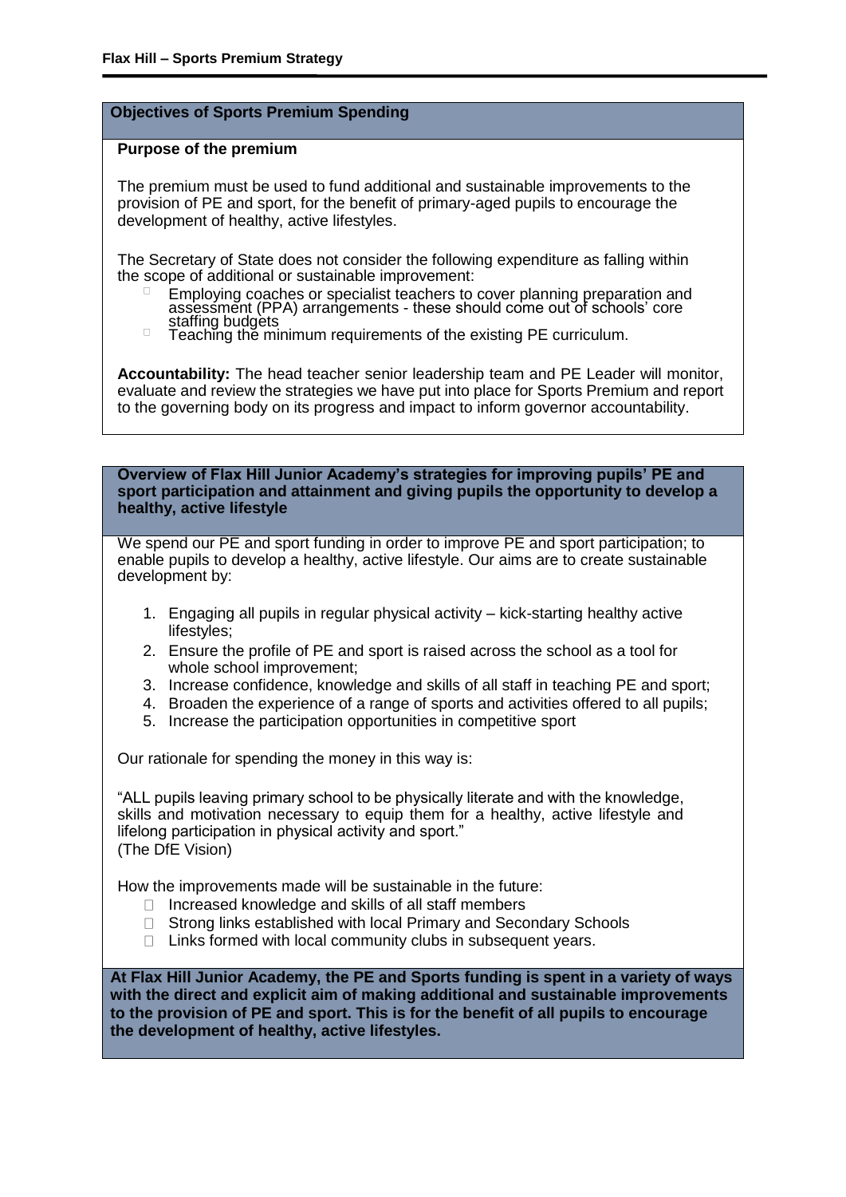## Objectives of Sports Premium Spending

### Purpose of the premium

The premium must be used to fund additional and sustainable improvements to the provision of PE and sport, for the benefit of primary-aged pupils to encourage the development of healthy, active lifestyles.

The Secretary of State does not consider the following expenditure as falling within the scope of additional or sustainable improvement:

- Employing coaches or specialist teachers to cover planning preparation and assessment (PPA) arrangements - these should come out of schools' core staffing budgets
- Teaching the minimum requirements of the existing PE curriculum.

**Accountability:** The head teacher senior leadership team and PE Leader will monitor, evaluate and review the strategies we have put into place for Sports Premium and report to the governing body on its progress and impact to inform governor accountability.

## Overview of Flax Hill Junior Academy's strategies for improving pupils' PE and sport participation and attainment and giving pupils the opportunity to develop a healthy, active lifestyle

We spend our PE and sport funding in order to improve PE and sport participation; to enable pupils to develop a healthy, active lifestyle. Our aims are to create sustainable development by:

1. Engaging all pupils in regular physical activity – kick-starting healthy active lifestyles;
2. Ensure the profile of PE and sport is raised across the school as a tool for whole school improvement;
3. Increase confidence, knowledge and skills of all staff in teaching PE and sport;
4. Broaden the experience of a range of sports and activities offered to all pupils;
5. Increase the participation opportunities in competitive sport

Our rationale for spending the money in this way is:

"ALL pupils leaving primary school to be physically literate and with the knowledge, skills and motivation necessary to equip them for a healthy, active lifestyle and lifelong participation in physical activity and sport."
(The DfE Vision)

How the improvements made will be sustainable in the future:

- Increased knowledge and skills of all staff members
- Strong links established with local Primary and Secondary Schools
- Links formed with local community clubs in subsequent years.

**At Flax Hill Junior Academy, the PE and Sports funding is spent in a variety of ways with the direct and explicit aim of making additional and sustainable improvements to the provision of PE and sport. This is for the benefit of all pupils to encourage the development of healthy, active lifestyles.**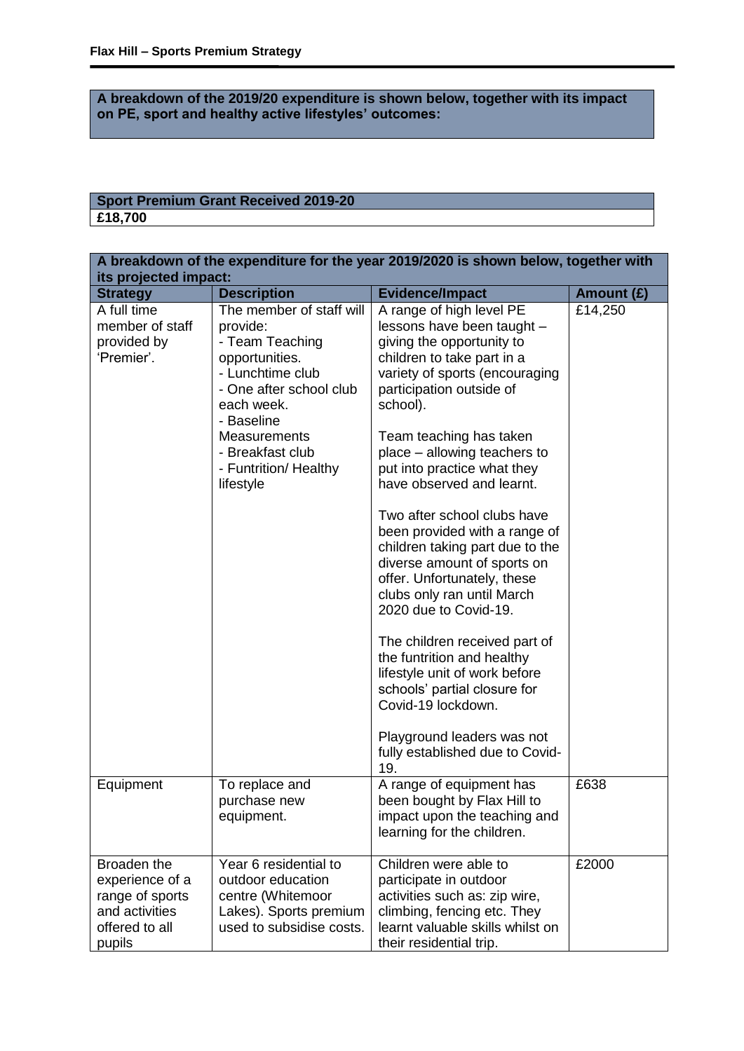**A breakdown of the 2019/20 expenditure is shown below, together with its impact on PE, sport and healthy active lifestyles' outcomes:**

| Sport Premium Grant Received 2019-20 |
| --- |
| **£18,700** |

| A breakdown of the expenditure for the year 2019/2020 is shown below, together with its projected impact: | | | |
| --- | --- | --- | --- |
| **Strategy** | **Description** | **Evidence/Impact** | **Amount (£)** |
| A full time member of staff provided by 'Premier'. | The member of staff will provide:<br>- Team Teaching opportunities.<br>- Lunchtime club<br>- One after school club each week.<br>- Baseline Measurements<br>- Breakfast club<br>- Funtrition/ Healthy lifestyle | A range of high level PE lessons have been taught – giving the opportunity to children to take part in a variety of sports (encouraging participation outside of school).<br><br>Team teaching has taken place – allowing teachers to put into practice what they have observed and learnt.<br><br>Two after school clubs have been provided with a range of children taking part due to the diverse amount of sports on offer. Unfortunately, these clubs only ran until March 2020 due to Covid-19.<br><br>The children received part of the funtrition and healthy lifestyle unit of work before schools' partial closure for Covid-19 lockdown.<br><br>Playground leaders was not fully established due to Covid-19. | £14,250 |
| Equipment | To replace and purchase new equipment. | A range of equipment has been bought by Flax Hill to impact upon the teaching and learning for the children. | £638 |
| Broaden the experience of a range of sports and activities offered to all pupils | Year 6 residential to outdoor education centre (Whitemoor Lakes). Sports premium used to subsidise costs. | Children were able to participate in outdoor activities such as: zip wire, climbing, fencing etc. They learnt valuable skills whilst on their residential trip. | £2000 |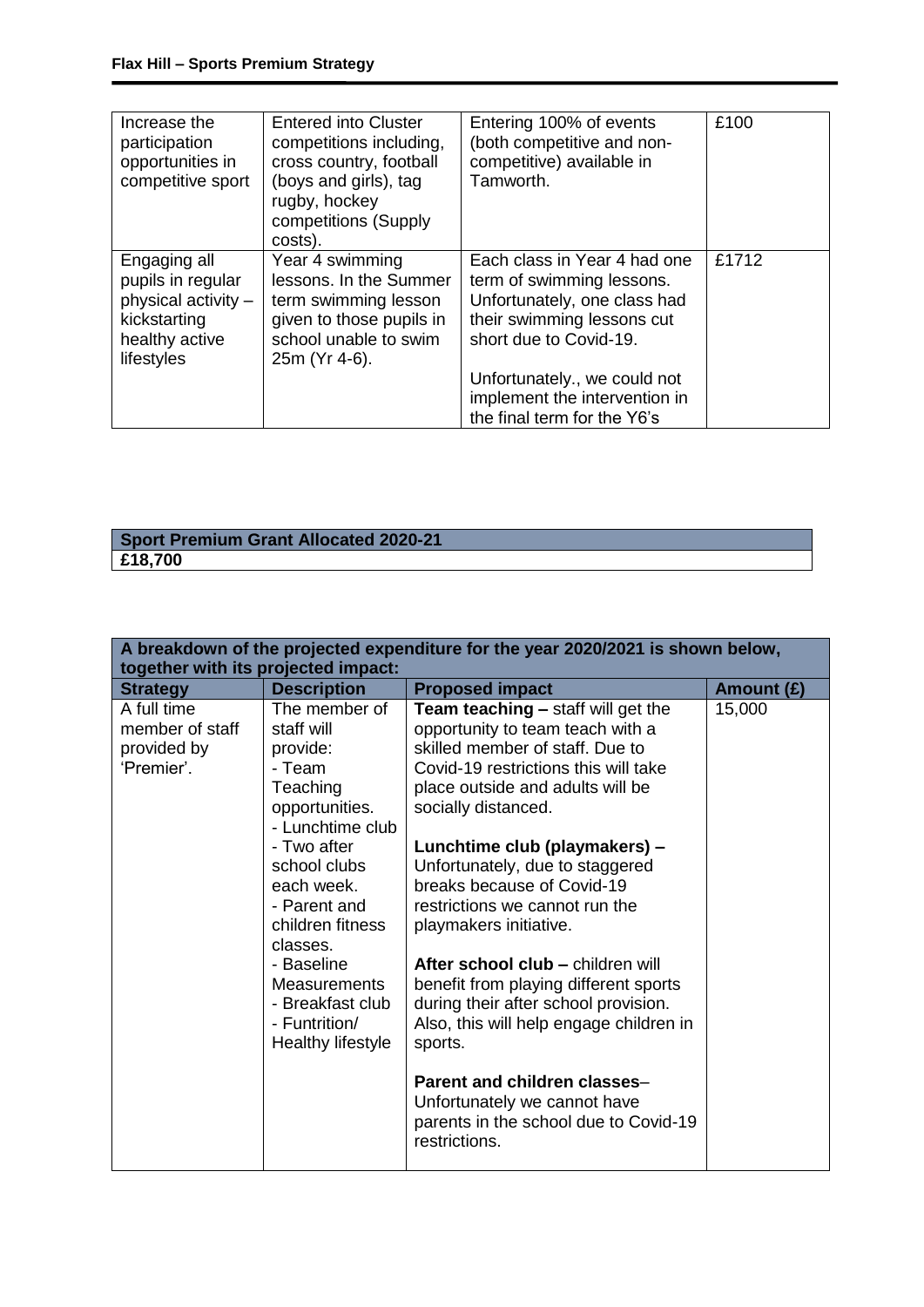| Increase the participation opportunities in competitive sport | Entered into Cluster competitions including, cross country, football (boys and girls), tag rugby, hockey competitions (Supply costs). | Entering 100% of events (both competitive and non-competitive) available in Tamworth. | £100 |
|---|---|---|---|
| Engaging all pupils in regular physical activity – kickstarting healthy active lifestyles | Year 4 swimming lessons. In the Summer term swimming lesson given to those pupils in school unable to swim 25m (Yr 4-6). | Each class in Year 4 had one term of swimming lessons. Unfortunately, one class had their swimming lessons cut short due to Covid-19.<br><br>Unfortunately., we could not implement the intervention in the final term for the Y6's | £1712 |

| **Sport Premium Grant Allocated 2020-21** |
|---|
| **£18,700** |

| **A breakdown of the projected expenditure for the year 2020/2021 is shown below, together with its projected impact:** | | | |
|---|---|---|---|
| **Strategy** | **Description** | **Proposed impact** | **Amount (£)** |
| A full time member of staff provided by 'Premier'. | The member of staff will provide:<br>- Team Teaching opportunities.<br>- Lunchtime club<br>- Two after school clubs each week.<br>- Parent and children fitness classes.<br>- Baseline Measurements<br>- Breakfast club<br>- Funtrition/ Healthy lifestyle | **Team teaching –** staff will get the opportunity to team teach with a skilled member of staff. Due to Covid-19 restrictions this will take place outside and adults will be socially distanced.<br><br>**Lunchtime club (playmakers) –** Unfortunately, due to staggered breaks because of Covid-19 restrictions we cannot run the playmakers initiative.<br><br>**After school club –** children will benefit from playing different sports during their after school provision. Also, this will help engage children in sports.<br><br>**Parent and children classes**– Unfortunately we cannot have parents in the school due to Covid-19 restrictions. | 15,000 |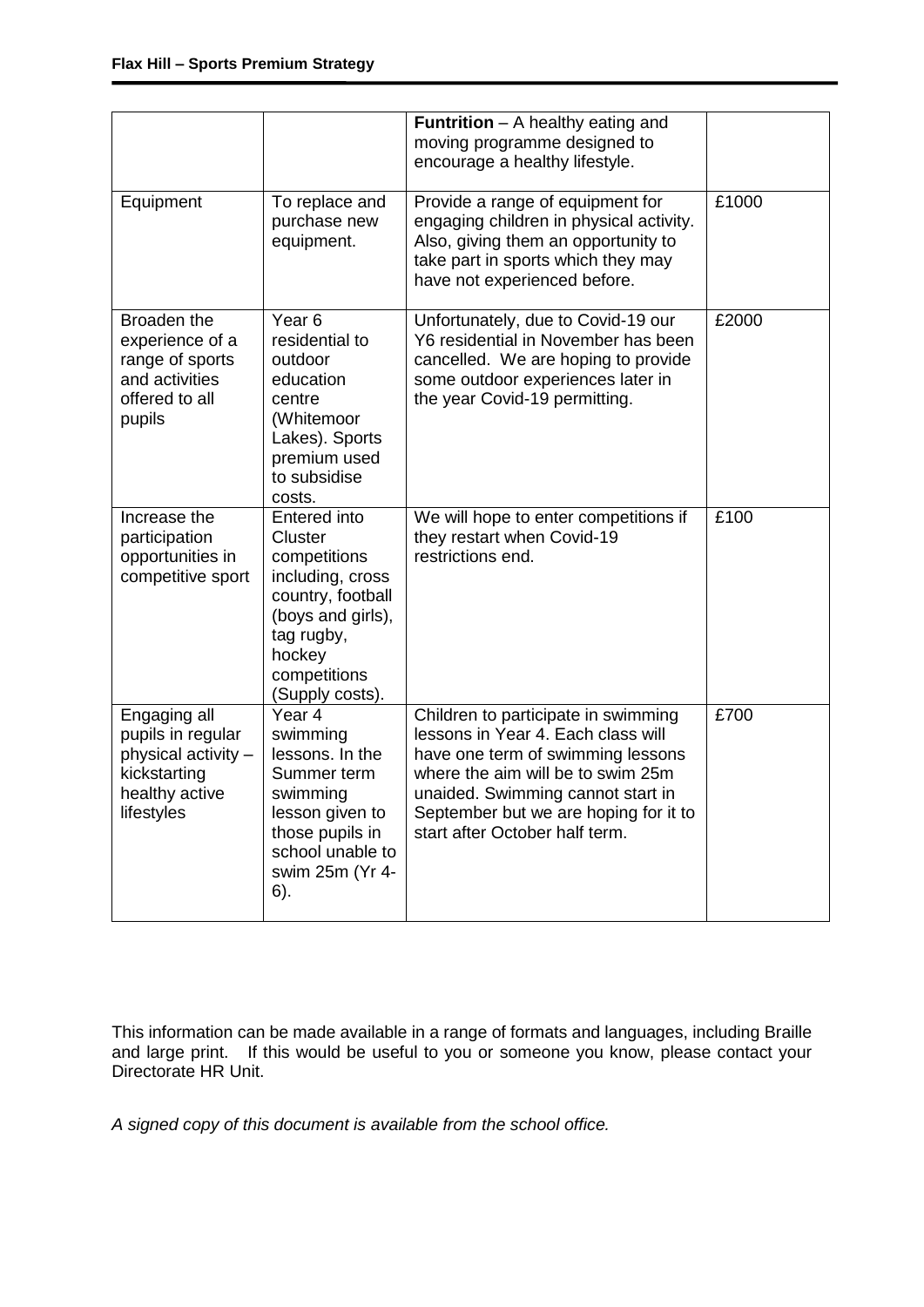| | | **Funtrition** – A healthy eating and moving programme designed to encourage a healthy lifestyle. | |
|---|---|---|---|
| Equipment | To replace and purchase new equipment. | Provide a range of equipment for engaging children in physical activity. Also, giving them an opportunity to take part in sports which they may have not experienced before. | £1000 |
| Broaden the experience of a range of sports and activities offered to all pupils | Year 6 residential to outdoor education centre (Whitemoor Lakes). Sports premium used to subsidise costs. | Unfortunately, due to Covid-19 our Y6 residential in November has been cancelled. We are hoping to provide some outdoor experiences later in the year Covid-19 permitting. | £2000 |
| Increase the participation opportunities in competitive sport | Entered into Cluster competitions including, cross country, football (boys and girls), tag rugby, hockey competitions (Supply costs). | We will hope to enter competitions if they restart when Covid-19 restrictions end. | £100 |
| Engaging all pupils in regular physical activity – kickstarting healthy active lifestyles | Year 4 swimming lessons. In the Summer term swimming lesson given to those pupils in school unable to swim 25m (Yr 4-6). | Children to participate in swimming lessons in Year 4. Each class will have one term of swimming lessons where the aim will be to swim 25m unaided. Swimming cannot start in September but we are hoping for it to start after October half term. | £700 |

This information can be made available in a range of formats and languages, including Braille and large print. If this would be useful to you or someone you know, please contact your Directorate HR Unit.

*A signed copy of this document is available from the school office.*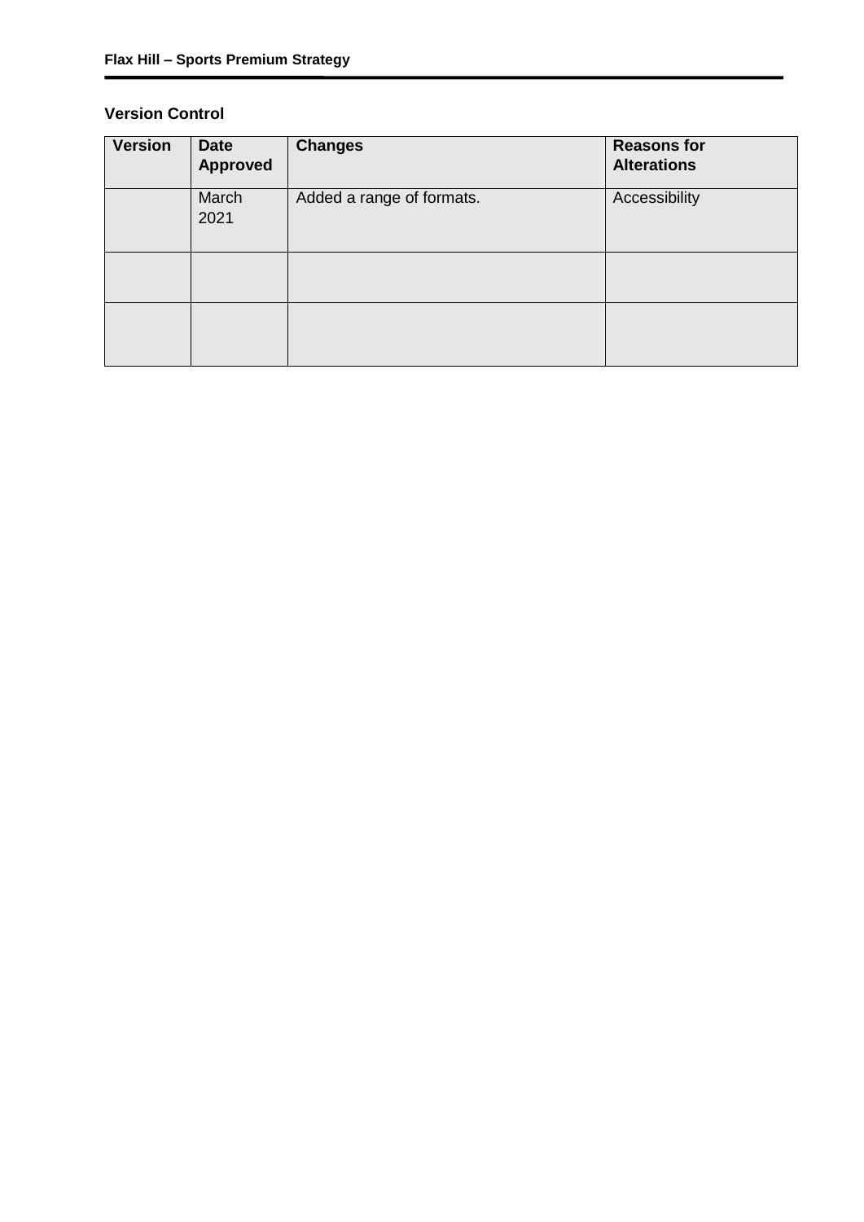## Version Control

| Version | Date Approved | Changes | Reasons for Alterations |
|---|---|---|---|
| | March 2021 | Added a range of formats. | Accessibility |
| | | | |
| | | | |